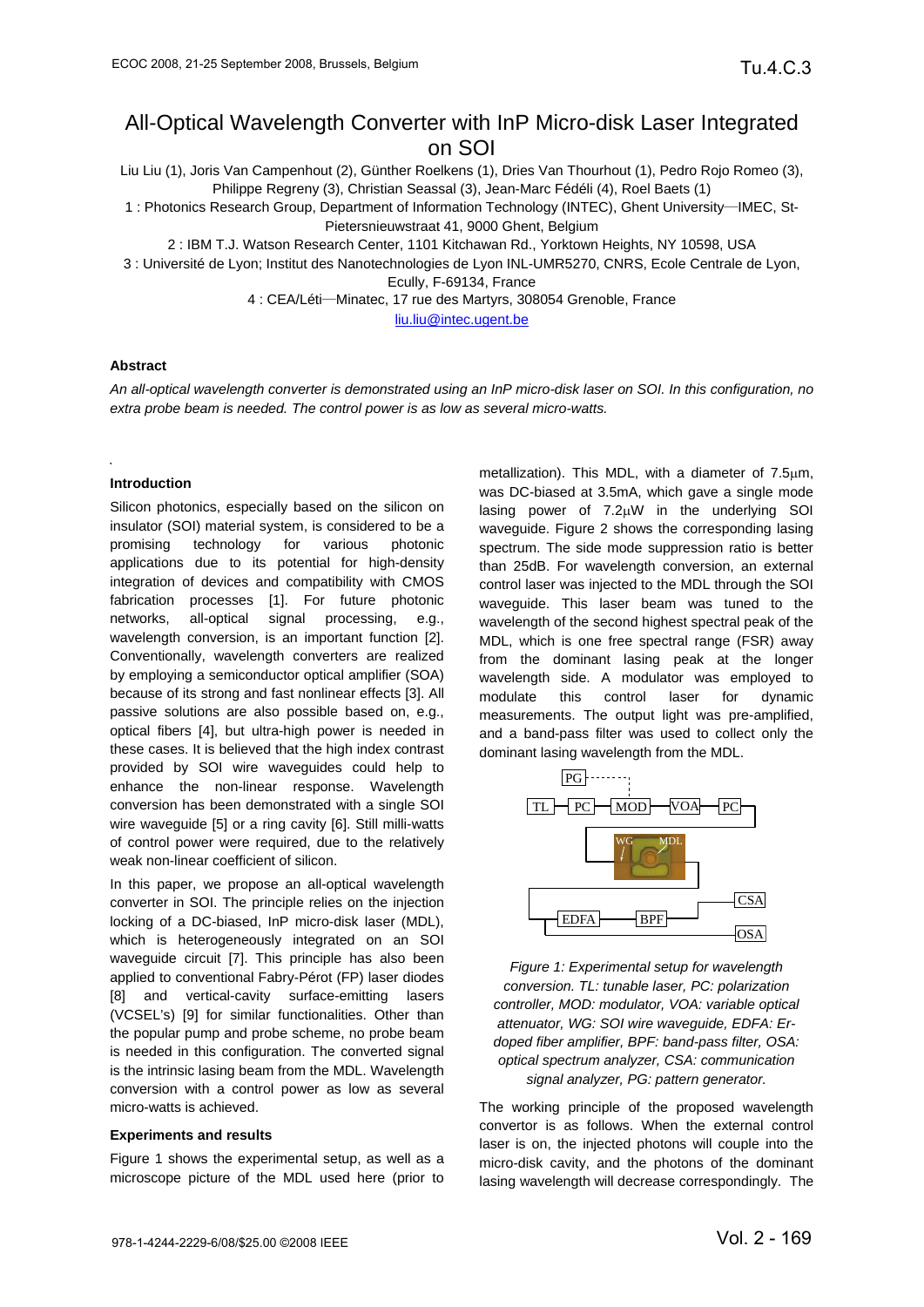# All-Optical Wavelength Converter with InP Micro-disk Laser Integrated on SOI

Liu Liu (1), Joris Van Campenhout (2), Günther Roelkens (1), Dries Van Thourhout (1), Pedro Rojo Romeo (3), Philippe Regreny (3), Christian Seassal (3), Jean-Marc Fédéli (4), Roel Baets (1)

1 : Photonics Research Group, Department of Information Technology (INTEC), Ghent University—IMEC, St-Pietersnieuwstraat 41, 9000 Ghent, Belgium

2 : IBM T.J. Watson Research Center, 1101 Kitchawan Rd., Yorktown Heights, NY 10598, USA

3 : Université de Lyon; Institut des Nanotechnologies de Lyon INL-UMR5270, CNRS, Ecole Centrale de Lyon, Ecully, F-69134, France

4 : CEA/Léti—Minatec, 17 rue des Martyrs, 38054 Grenoble, France

liu.liu@intec.ugent.be

## Abstract

*An all-optical wavelength converter is demonstrated using an InP micro-disk laser on SOI. In this configuration, no extra probe beam is needed. The control power is as low as several micro-watts.*

## Introduction

Silicon photonics, especially based on the silicon on insulator (SOI) material system, is considered to be a promising technology for various photonic applications due to its potential for high-density integration of devices and compatibility with CMOS fabrication processes [1]. For future photonic networks, all-optical signal processing, e.g., wavelength conversion, is an important function [2]. Conventionally, wavelength converters are realized by employing a semiconductor optical amplifier (SOA) because of its strong and fast nonlinear effects [3]. All passive solutions are also possible based on, e.g., optical fibers [4], but ultra-high power is needed in these cases. It is believed that the high index contrast provided by SOI wire waveguides could help to enhance the non-linear response. Wavelength conversion has been demonstrated with a single SOI wire waveguide [5] or a ring cavity [6]. Still milli-watts of control power were required, due to the relatively weak non-linear coefficient of silicon.

In this paper, we propose an all-optical wavelength converter in SOI. The principle relies on the injection locking of a DC-biased, InP micro-disk laser (MDL), which is heterogeneously integrated on an SOI waveguide circuit [7]. This principle has also been applied to conventional Fabry-Pérot (FP) laser diodes [8] and vertical-cavity surface-emitting lasers (VCSEL's) [9] for similar functionalities. Other than the popular pump and probe scheme, no probe beam is needed in this configuration. The converted signal is the intrinsic lasing beam from the MDL. Wavelength conversion with a control power as low as several micro-watts is achieved.

## Experiments and results

Figure 1 shows the experimental setup, as well as a microscope picture of the MDL used here (prior to metallization). This MDL, with a diameter of 7.5μm, was DC-biased at 3.5mA, which gave a single mode lasing power of 7.2μW in the underlying SOI waveguide. Figure 2 shows the corresponding lasing spectrum. The side mode suppression ratio is better than 25dB. For wavelength conversion, an external control laser was injected to the MDL through the SOI waveguide. This laser beam was tuned to the wavelength of the second highest spectral peak of the MDL, which is one free spectral range (FSR) away from the dominant lasing peak at the longer wavelength side. A modulator was employed to modulate this control laser for dynamic measurements. The output light was pre-amplified, and a band-pass filter was used to collect only the dominant lasing wavelength from the MDL.

*Figure 1: Experimental setup for wavelength conversion. TL: tunable laser, PC: polarization controller, MOD: modulator, VOA: variable optical attenuator, WG: SOI wire waveguide, EDFA: Er-doped fiber amplifier, BPF: band-pass filter, OSA: optical spectrum analyzer, CSA: communication signal analyzer, PG: pattern generator.*

The working principle of the proposed wavelength convertor is as follows. When the external control laser is on, the injected photons will couple into the micro-disk cavity, and the photons of the dominant lasing wavelength will decrease correspondingly. The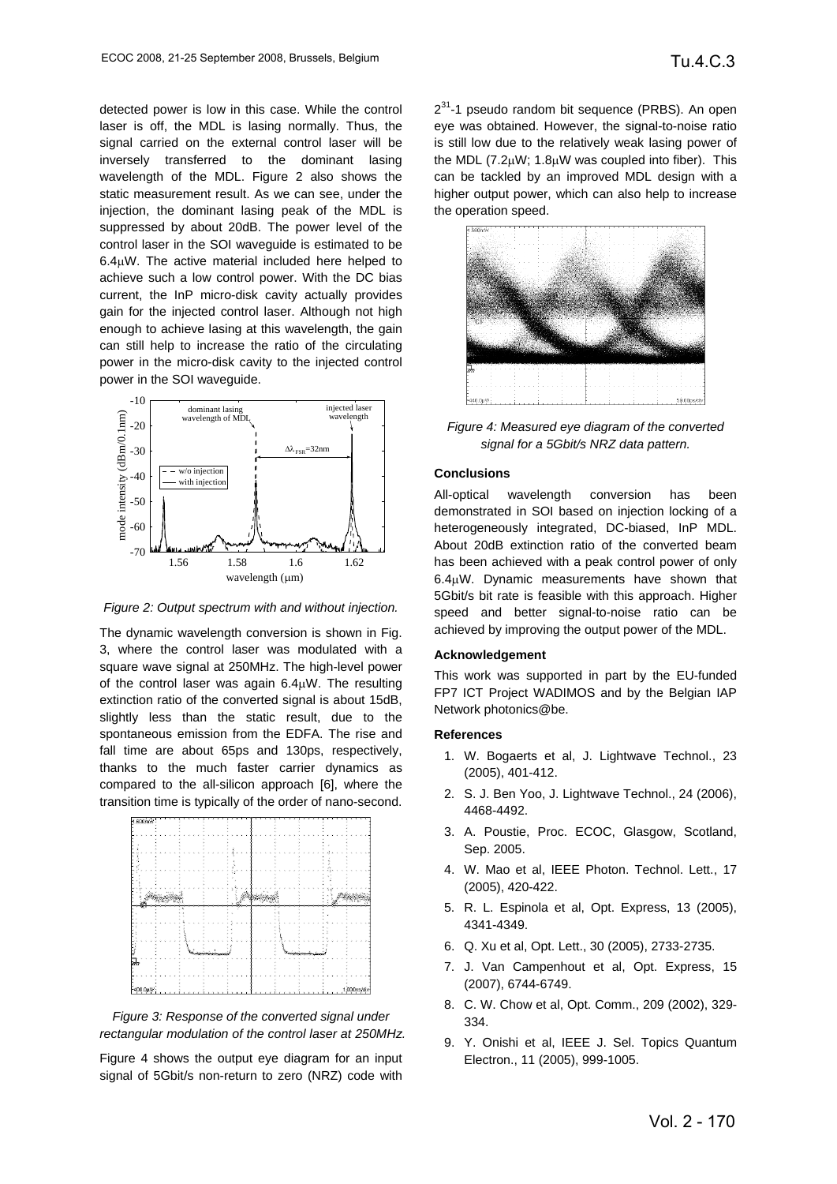detected power is low in this case. While the control laser is off, the MDL is lasing normally. Thus, the signal carried on the external control laser will be inversely transferred to the dominant lasing wavelength of the MDL. Figure 2 also shows the static measurement result. As we can see, under the injection, the dominant lasing peak of the MDL is suppressed by about 20dB. The power level of the control laser in the SOI waveguide is estimated to be 6.4μW. The active material included here helped to achieve such a low control power. With the DC bias current, the InP micro-disk cavity actually provides gain for the injected control laser. Although not high enough to achieve lasing at this wavelength, the gain can still help to increase the ratio of the circulating power in the micro-disk cavity to the injected control power in the SOI waveguide.

mode intensity (dBm/0.1nm)
-10
-20
-30
-40
-50
-60
-70
1.56
1.58
1.6
1.62
wavelength (μm)
dominant lasing wavelength of MDL
injected laser wavelength
$\Delta\lambda_{FSR}$=32nm
w/o injection
with injection

*Figure 2: Output spectrum with and without injection.*

The dynamic wavelength conversion is shown in Fig. 3, where the control laser was modulated with a square wave signal at 250MHz. The high-level power of the control laser was again 6.4μW. The resulting extinction ratio of the converted signal is about 15dB, slightly less than the static result, due to the spontaneous emission from the EDFA. The rise and fall time are about 65ps and 130ps, respectively, thanks to the much faster carrier dynamics as compared to the all-silicon approach [6], where the transition time is typically of the order of nano-second.

*Figure 3: Response of the converted signal under rectangular modulation of the control laser at 250MHz.*

Figure 4 shows the output eye diagram for an input signal of 5Gbit/s non-return to zero (NRZ) code with $2^{31}$-1 pseudo random bit sequence (PRBS). An open eye was obtained. However, the signal-to-noise ratio is still low due to the relatively weak lasing power of the MDL (7.2μW; 1.8μW was coupled into fiber). This can be tackled by an improved MDL design with a higher output power, which can also help to increase the operation speed.

*Figure 4: Measured eye diagram of the converted signal for a 5Gbit/s NRZ data pattern.*

## Conclusions

All-optical wavelength conversion has been demonstrated in SOI based on injection locking of a heterogeneously integrated, DC-biased, InP MDL. About 20dB extinction ratio of the converted beam has been achieved with a peak control power of only 6.4μW. Dynamic measurements have shown that 5Gbit/s bit rate is feasible with this approach. Higher speed and better signal-to-noise ratio can be achieved by improving the output power of the MDL.

## Acknowledgement

This work was supported in part by the EU-funded FP7 ICT Project WADIMOS and by the Belgian IAP Network photonics@be.

## References

1. W. Bogaerts et al, J. Lightwave Technol., 23 (2005), 401-412.
2. S. J. Ben Yoo, J. Lightwave Technol., 24 (2006), 4468-4492.
3. A. Poustie, Proc. ECOC, Glasgow, Scotland, Sep. 2005.
4. W. Mao et al, IEEE Photon. Technol. Lett., 17 (2005), 420-422.
5. R. L. Espinola et al, Opt. Express, 13 (2005), 4341-4349.
6. Q. Xu et al, Opt. Lett., 30 (2005), 2733-2735.
7. J. Van Campenhout et al, Opt. Express, 15 (2007), 6744-6749.
8. C. W. Chow et al, Opt. Comm., 209 (2002), 329-334.
9. Y. Onishi et al, IEEE J. Sel. Topics Quantum Electron., 11 (2005), 999-1005.